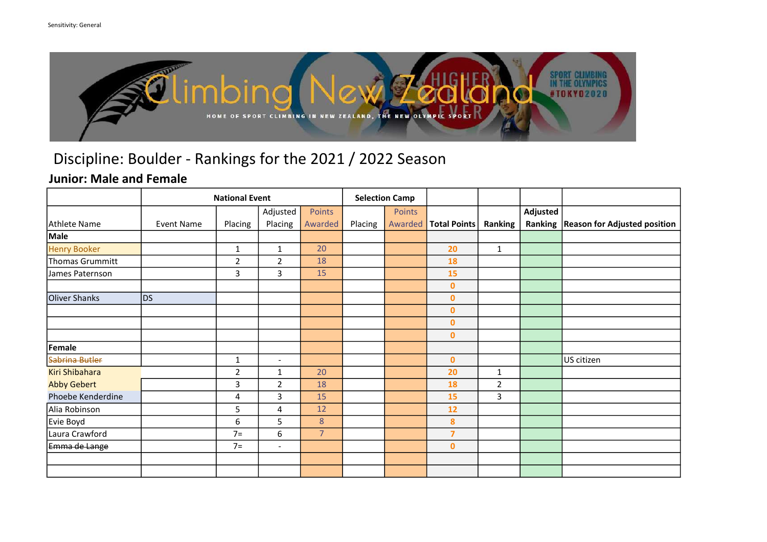Sensitivity: General

## Discipline: Boulder - Rankings for the 2021 / 2022 Season

### Junior: Male and Female

| | National Event | | | | Selection Camp | | | | | |
|---|---|---|---|---|---|---|---|---|---|---|
| Athlete Name | Event Name | Placing | Adjusted Placing | Points Awarded | Placing | Points Awarded | Total Points | Ranking | Adjusted Ranking | Reason for Adjusted position |
| **Male** | | | | | | | | | | |
| Henry Booker | | 1 | 1 | 20 | | | 20 | 1 | | |
| Thomas Grummitt | | 2 | 2 | 18 | | | 18 | | | |
| James Paternson | | 3 | 3 | 15 | | | 15 | | | |
| | | | | | | | 0 | | | |
| Oliver Shanks | DS | | | | | | 0 | | | |
| | | | | | | | 0 | | | |
| | | | | | | | 0 | | | |
| | | | | | | | 0 | | | |
| **Female** | | | | | | | | | | |
| ~~Sabrina Butler~~ | | 1 | - | | | | 0 | | | US citizen |
| Kiri Shibahara | | 2 | 1 | 20 | | | 20 | 1 | | |
| Abby Gebert | | 3 | 2 | 18 | | | 18 | 2 | | |
| Phoebe Kenderdine | | 4 | 3 | 15 | | | 15 | 3 | | |
| Alia Robinson | | 5 | 4 | 12 | | | 12 | | | |
| Evie Boyd | | 6 | 5 | 8 | | | 8 | | | |
| Laura Crawford | | 7= | 6 | 7 | | | 7 | | | |
| ~~Emma de Lange~~ | | 7= | - | | | | 0 | | | |
| | | | | | | | | | | |
| | | | | | | | | | | |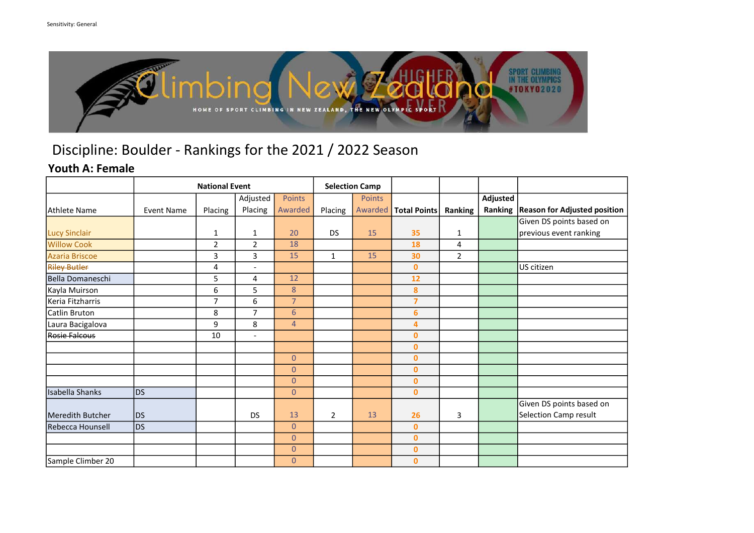Sensitivity: General

# Discipline: Boulder - Rankings for the 2021 / 2022 Season

## Youth A: Female

| | National Event | | | | Selection Camp | | | | | |
|---|---|---|---|---|---|---|---|---|---|---|
| Athlete Name | Event Name | Placing | Adjusted Placing | Points Awarded | Placing | Points Awarded | Total Points | Ranking | Adjusted Ranking | Reason for Adjusted position |
| Lucy Sinclair | | 1 | 1 | 20 | DS | 15 | 35 | 1 | | Given DS points based on previous event ranking |
| Willow Cook | | 2 | 2 | 18 | | | 18 | 4 | | |
| Azaria Briscoe | | 3 | 3 | 15 | 1 | 15 | 30 | 2 | | |
| ~~Riley Butler~~ | | 4 | - | | | | 0 | | | US citizen |
| Bella Domaneschi | | 5 | 4 | 12 | | | 12 | | | |
| Kayla Muirson | | 6 | 5 | 8 | | | 8 | | | |
| Keria Fitzharris | | 7 | 6 | 7 | | | 7 | | | |
| Catlin Bruton | | 8 | 7 | 6 | | | 6 | | | |
| Laura Bacigalova | | 9 | 8 | 4 | | | 4 | | | |
| ~~Rosie Falcous~~ | | 10 | - | | | | 0 | | | |
| | | | | | | | 0 | | | |
| | | | | 0 | | | 0 | | | |
| | | | | 0 | | | 0 | | | |
| | | | | 0 | | | 0 | | | |
| Isabella Shanks | DS | | | 0 | | | 0 | | | |
| Meredith Butcher | DS | | DS | 13 | 2 | 13 | 26 | 3 | | Given DS points based on Selection Camp result |
| Rebecca Hounsell | DS | | | 0 | | | 0 | | | |
| | | | | 0 | | | 0 | | | |
| | | | | 0 | | | 0 | | | |
| Sample Climber 20 | | | | 0 | | | 0 | | | |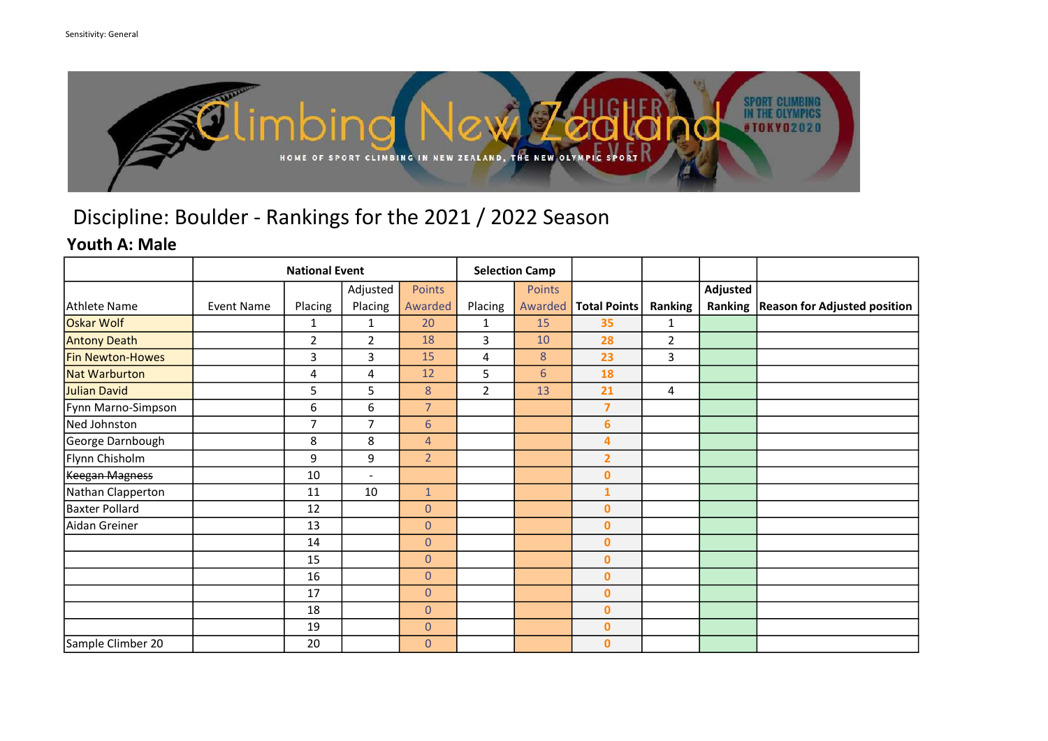Sensitivity: General

# Discipline: Boulder - Rankings for the 2021 / 2022 Season

## Youth A: Male

| | National Event | | | | Selection Camp | | | | | |
|---|---|---|---|---|---|---|---|---|---|---|
| Athlete Name | Event Name | Placing | Adjusted Placing | Points Awarded | Placing | Points Awarded | Total Points | Ranking | Adjusted Ranking | Reason for Adjusted position |
| Oskar Wolf | | 1 | 1 | 20 | 1 | 15 | 35 | 1 | | |
| Antony Death | | 2 | 2 | 18 | 3 | 10 | 28 | 2 | | |
| Fin Newton-Howes | | 3 | 3 | 15 | 4 | 8 | 23 | 3 | | |
| Nat Warburton | | 4 | 4 | 12 | 5 | 6 | 18 | | | |
| Julian David | | 5 | 5 | 8 | 2 | 13 | 21 | 4 | | |
| Fynn Marno-Simpson | | 6 | 6 | 7 | | | 7 | | | |
| Ned Johnston | | 7 | 7 | 6 | | | 6 | | | |
| George Darnbough | | 8 | 8 | 4 | | | 4 | | | |
| Flynn Chisholm | | 9 | 9 | 2 | | | 2 | | | |
| ~~Keegan Magness~~ | | 10 | - | | | | 0 | | | |
| Nathan Clapperton | | 11 | 10 | 1 | | | 1 | | | |
| Baxter Pollard | | 12 | | 0 | | | 0 | | | |
| Aidan Greiner | | 13 | | 0 | | | 0 | | | |
| | | 14 | | 0 | | | 0 | | | |
| | | 15 | | 0 | | | 0 | | | |
| | | 16 | | 0 | | | 0 | | | |
| | | 17 | | 0 | | | 0 | | | |
| | | 18 | | 0 | | | 0 | | | |
| | | 19 | | 0 | | | 0 | | | |
| Sample Climber 20 | | 20 | | 0 | | | 0 | | | |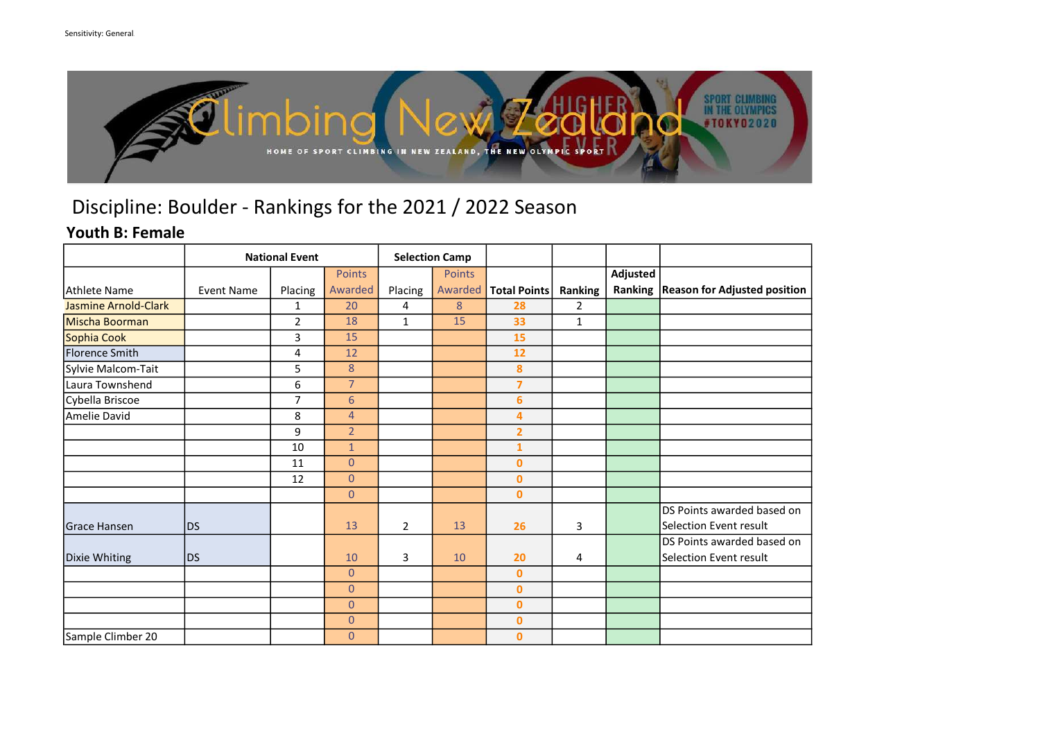Sensitivity: General

# Discipline: Boulder - Rankings for the 2021 / 2022 Season

## Youth B: Female

| | National Event | | | Selection Camp | | | | | |
|---|---|---|---|---|---|---|---|---|---|
| Athlete Name | Event Name | Placing | Points Awarded | Placing | Points Awarded | Total Points | Ranking | Adjusted Ranking | Reason for Adjusted position |
| Jasmine Arnold-Clark | | 1 | 20 | 4 | 8 | 28 | 2 | | |
| Mischa Boorman | | 2 | 18 | 1 | 15 | 33 | 1 | | |
| Sophia Cook | | 3 | 15 | | | 15 | | | |
| Florence Smith | | 4 | 12 | | | 12 | | | |
| Sylvie Malcom-Tait | | 5 | 8 | | | 8 | | | |
| Laura Townshend | | 6 | 7 | | | 7 | | | |
| Cybella Briscoe | | 7 | 6 | | | 6 | | | |
| Amelie David | | 8 | 4 | | | 4 | | | |
| | | 9 | 2 | | | 2 | | | |
| | | 10 | 1 | | | 1 | | | |
| | | 11 | 0 | | | 0 | | | |
| | | 12 | 0 | | | 0 | | | |
| | | | 0 | | | 0 | | | |
| Grace Hansen | DS | | 13 | 2 | 13 | 26 | 3 | | DS Points awarded based on Selection Event result |
| Dixie Whiting | DS | | 10 | 3 | 10 | 20 | 4 | | DS Points awarded based on Selection Event result |
| | | | 0 | | | 0 | | | |
| | | | 0 | | | 0 | | | |
| | | | 0 | | | 0 | | | |
| | | | 0 | | | 0 | | | |
| Sample Climber 20 | | | 0 | | | 0 | | | |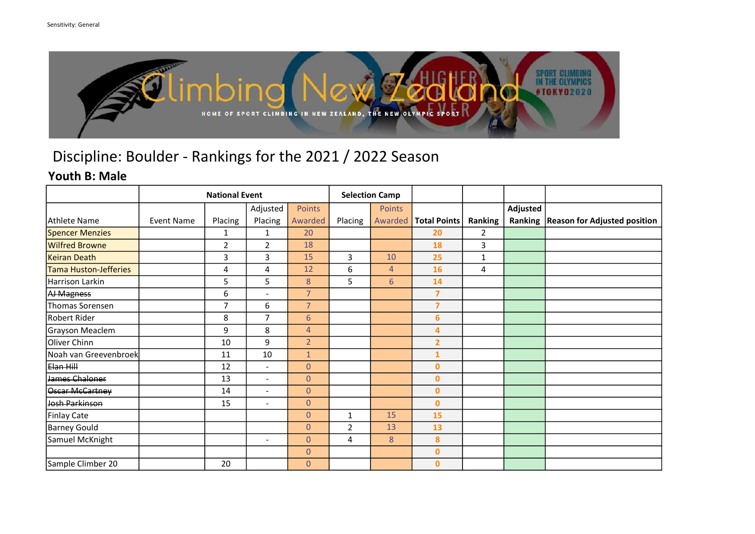Sensitivity: General

Climbing New Zealand

HOME OF SPORT CLIMBING IN NEW ZEALAND, THE NEW OLYMPIC SPORT

# Discipline: Boulder - Rankings for the 2021 / 2022 Season

## Youth B: Male

| | National Event | | | | Selection Camp | | | | | |
|---|---|---|---|---|---|---|---|---|---|---|
| Athlete Name | Event Name | Placing | Adjusted Placing | Points Awarded | Placing | Points Awarded | Total Points | Ranking | Adjusted Ranking | Reason for Adjusted position |
| Spencer Menzies | | 1 | 1 | 20 | | | 20 | 2 | | |
| Wilfred Browne | | 2 | 2 | 18 | | | 18 | 3 | | |
| Keiran Death | | 3 | 3 | 15 | 3 | 10 | 25 | 1 | | |
| Tama Huston-Jefferies | | 4 | 4 | 12 | 6 | 4 | 16 | 4 | | |
| Harrison Larkin | | 5 | 5 | 8 | 5 | 6 | 14 | | | |
| ~~AJ Magness~~ | | 6 | - | 7 | | | 7 | | | |
| Thomas Sorensen | | 7 | 6 | 7 | | | 7 | | | |
| Robert Rider | | 8 | 7 | 6 | | | 6 | | | |
| Grayson Meaclem | | 9 | 8 | 4 | | | 4 | | | |
| Oliver Chinn | | 10 | 9 | 2 | | | 2 | | | |
| Noah van Greevenbroek | | 11 | 10 | 1 | | | 1 | | | |
| ~~Elan Hill~~ | | 12 | - | 0 | | | 0 | | | |
| ~~James Chaloner~~ | | 13 | - | 0 | | | 0 | | | |
| ~~Oscar McCartney~~ | | 14 | - | 0 | | | 0 | | | |
| ~~Josh Parkinson~~ | | 15 | - | 0 | | | 0 | | | |
| Finlay Cate | | | | 0 | 1 | 15 | 15 | | | |
| Barney Gould | | | | 0 | 2 | 13 | 13 | | | |
| Samuel McKnight | | | - | 0 | 4 | 8 | 8 | | | |
| | | | | 0 | | | 0 | | | |
| Sample Climber 20 | | 20 | | 0 | | | 0 | | | |